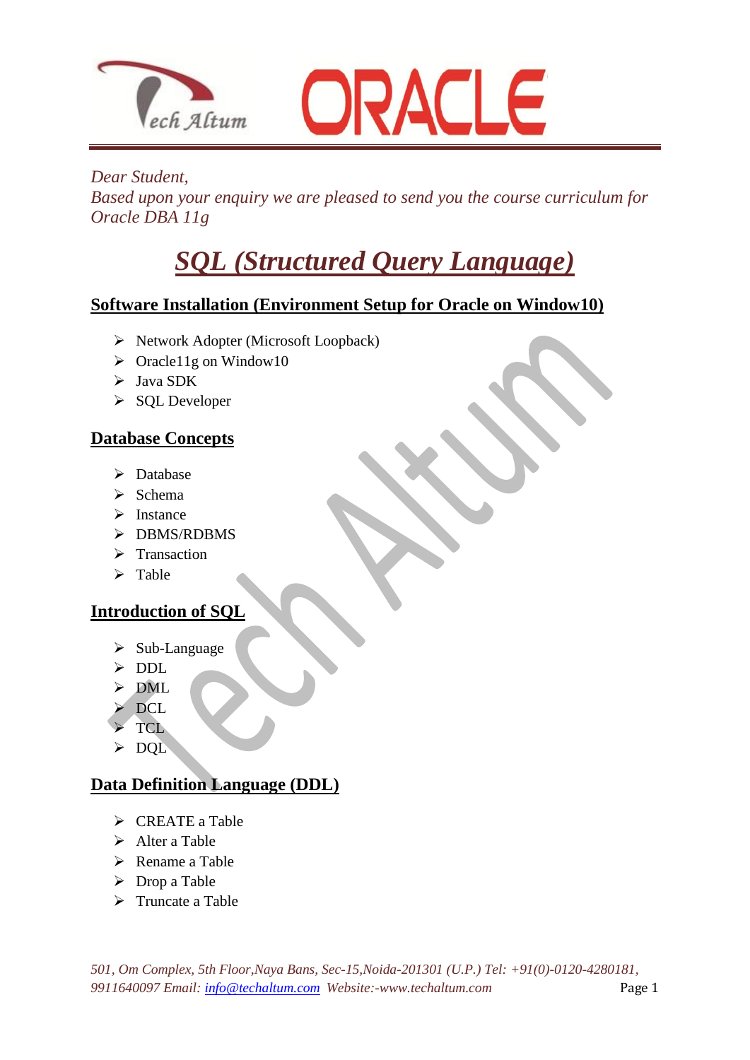*Dear Student,*
*Based upon your enquiry we are pleased to send you the course curriculum for Oracle DBA 11g*

# SQL (Structured Query Language)

## Software Installation (Environment Setup for Oracle on Window10)

- Network Adopter (Microsoft Loopback)
- Oracle11g on Window10
- Java SDK
- SQL Developer

## Database Concepts

- Database
- Schema
- Instance
- DBMS/RDBMS
- Transaction
- Table

## Introduction of SQL

- Sub-Language
- DDL
- DML
- DCL
- TCL
- DQL

## Data Definition Language (DDL)

- CREATE a Table
- Alter a Table
- Rename a Table
- Drop a Table
- Truncate a Table

*501, Om Complex, 5th Floor,Naya Bans, Sec-15,Noida-201301 (U.P.) Tel: +91(0)-0120-4280181, 9911640097 Email: info@techaltum.com Website:-www.techaltum.com*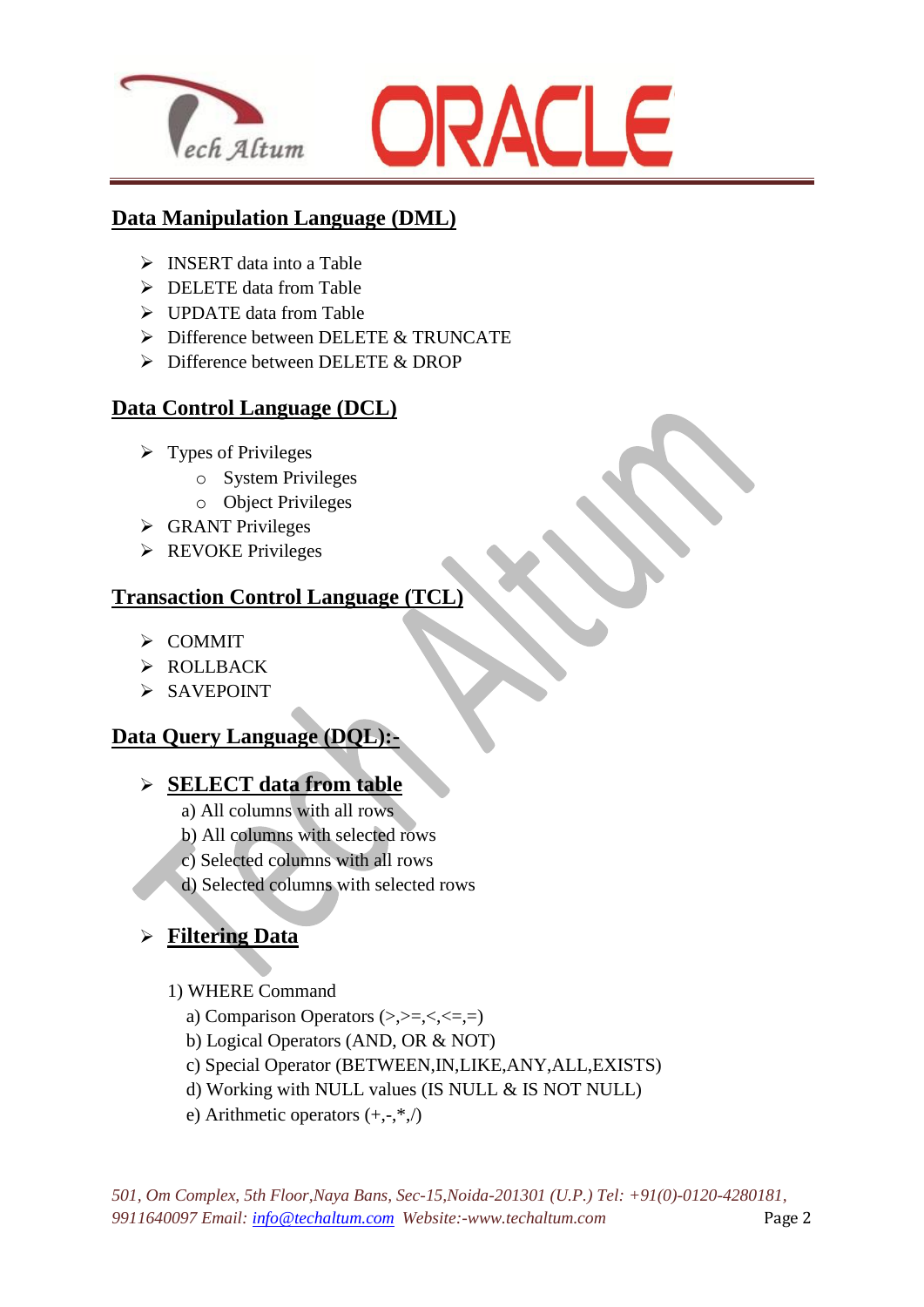## Data Manipulation Language (DML)

- INSERT data into a Table
- DELETE data from Table
- UPDATE data from Table
- Difference between DELETE & TRUNCATE
- Difference between DELETE & DROP

## Data Control Language (DCL)

- Types of Privileges
  - System Privileges
  - Object Privileges
- GRANT Privileges
- REVOKE Privileges

## Transaction Control Language (TCL)

- COMMIT
- ROLLBACK
- SAVEPOINT

## Data Query Language (DQL):-

- **SELECT data from table**

  a) All columns with all rows
  b) All columns with selected rows
  c) Selected columns with all rows
  d) Selected columns with selected rows

- **Filtering Data**

  1) WHERE Command
     a) Comparison Operators (>,>=,<,<=,=)
     b) Logical Operators (AND, OR & NOT)
     c) Special Operator (BETWEEN,IN,LIKE,ANY,ALL,EXISTS)
     d) Working with NULL values (IS NULL & IS NOT NULL)
     e) Arithmetic operators (+,-,*,/)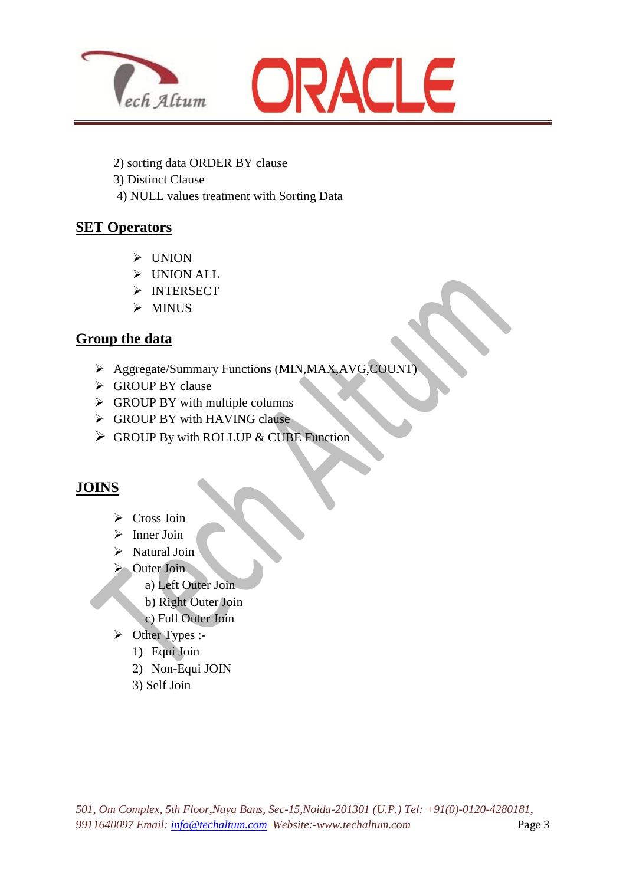2) sorting data ORDER BY clause
3) Distinct Clause
4) NULL values treatment with Sorting Data

## SET Operators

- UNION
- UNION ALL
- INTERSECT
- MINUS

## Group the data

- Aggregate/Summary Functions (MIN,MAX,AVG,COUNT)
- GROUP BY clause
- GROUP BY with multiple columns
- GROUP BY with HAVING clause
- GROUP By with ROLLUP & CUBE Function

## JOINS

- Cross Join
- Inner Join
- Natural Join
- Outer Join
  - a) Left Outer Join
  - b) Right Outer Join
  - c) Full Outer Join
- Other Types :-
  1) Equi Join
  2) Non-Equi JOIN
  3) Self Join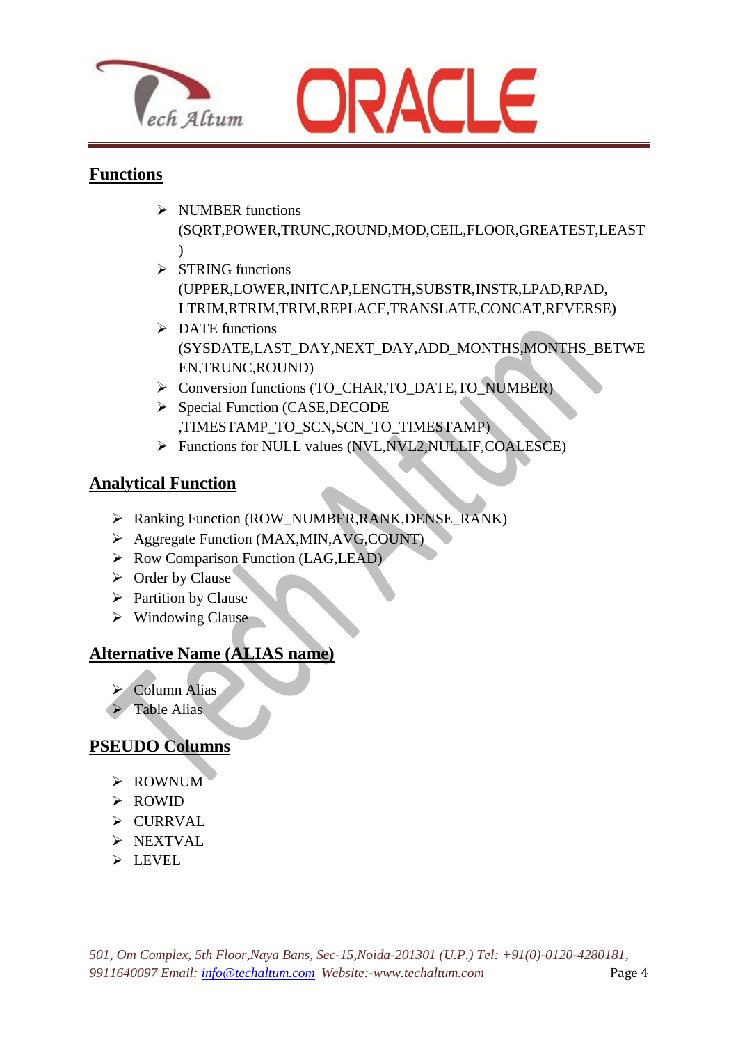## Functions

- NUMBER functions (SQRT,POWER,TRUNC,ROUND,MOD,CEIL,FLOOR,GREATEST,LEAST)
- STRING functions (UPPER,LOWER,INITCAP,LENGTH,SUBSTR,INSTR,LPAD,RPAD, LTRIM,RTRIM,TRIM,REPLACE,TRANSLATE,CONCAT,REVERSE)
- DATE functions (SYSDATE,LAST_DAY,NEXT_DAY,ADD_MONTHS,MONTHS_BETWEEN,TRUNC,ROUND)
- Conversion functions (TO_CHAR,TO_DATE,TO_NUMBER)
- Special Function (CASE,DECODE ,TIMESTAMP_TO_SCN,SCN_TO_TIMESTAMP)
- Functions for NULL values (NVL,NVL2,NULLIF,COALESCE)

## Analytical Function

- Ranking Function (ROW_NUMBER,RANK,DENSE_RANK)
- Aggregate Function (MAX,MIN,AVG,COUNT)
- Row Comparison Function (LAG,LEAD)
- Order by Clause
- Partition by Clause
- Windowing Clause

## Alternative Name (ALIAS name)

- Column Alias
- Table Alias

## PSEUDO Columns

- ROWNUM
- ROWID
- CURRVAL
- NEXTVAL
- LEVEL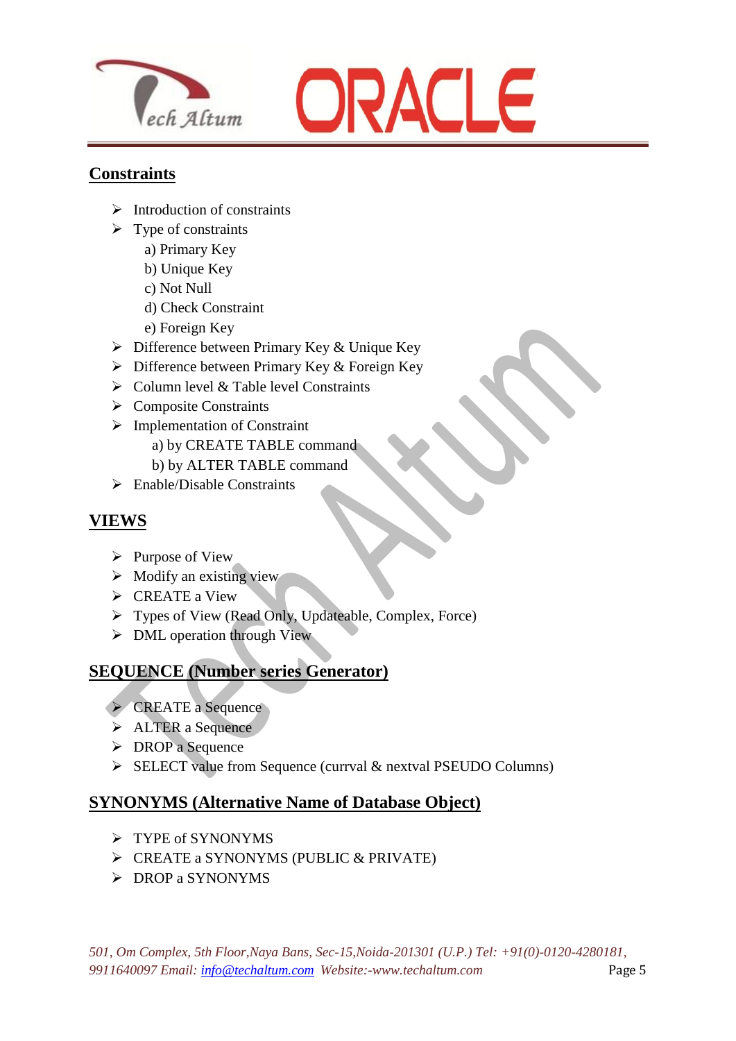## Constraints

- Introduction of constraints
- Type of constraints
    - a) Primary Key
    - b) Unique Key
    - c) Not Null
    - d) Check Constraint
    - e) Foreign Key
- Difference between Primary Key & Unique Key
- Difference between Primary Key & Foreign Key
- Column level & Table level Constraints
- Composite Constraints
- Implementation of Constraint
    - a) by CREATE TABLE command
    - b) by ALTER TABLE command
- Enable/Disable Constraints

## VIEWS

- Purpose of View
- Modify an existing view
- CREATE a View
- Types of View (Read Only, Updateable, Complex, Force)
- DML operation through View

## SEQUENCE (Number series Generator)

- CREATE a Sequence
- ALTER a Sequence
- DROP a Sequence
- SELECT value from Sequence (currval & nextval PSEUDO Columns)

## SYNONYMS (Alternative Name of Database Object)

- TYPE of SYNONYMS
- CREATE a SYNONYMS (PUBLIC & PRIVATE)
- DROP a SYNONYMS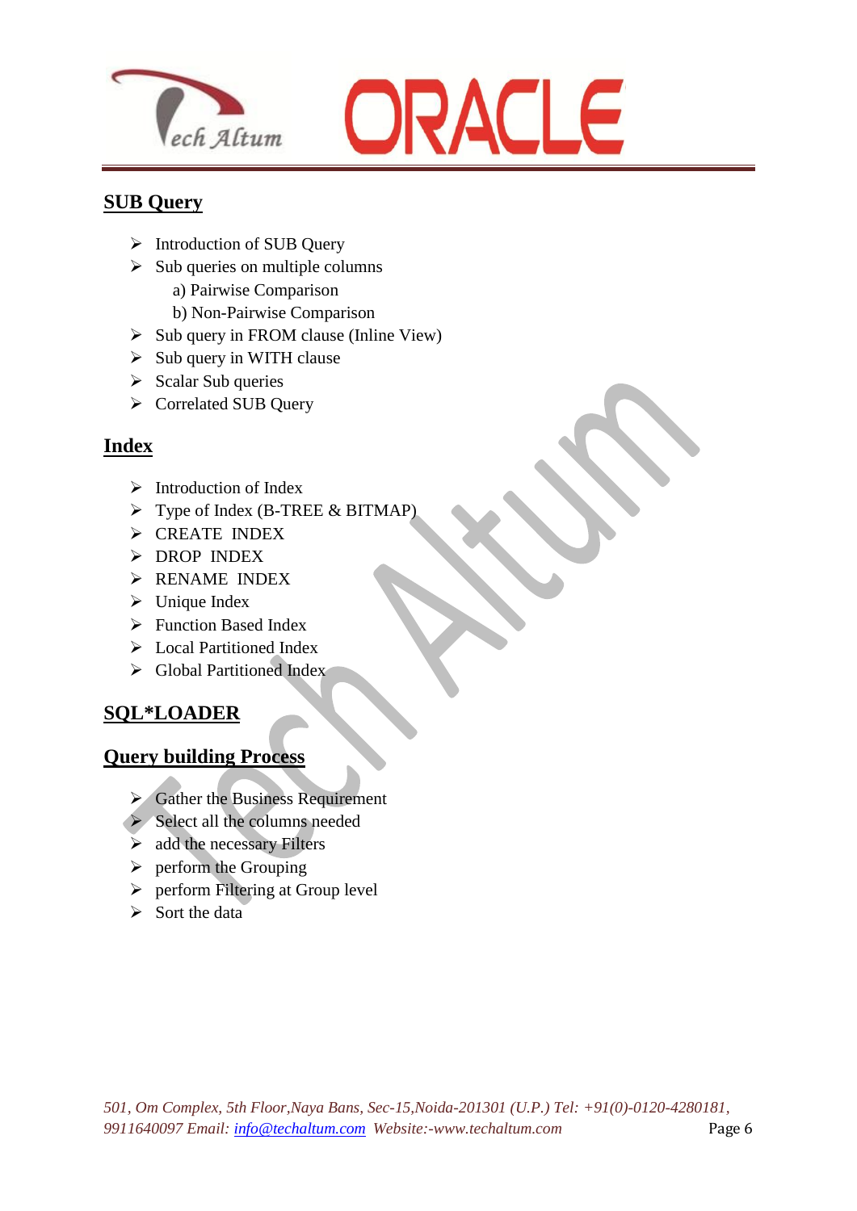## SUB Query

- Introduction of SUB Query
- Sub queries on multiple columns
  - a) Pairwise Comparison
  - b) Non-Pairwise Comparison
- Sub query in FROM clause (Inline View)
- Sub query in WITH clause
- Scalar Sub queries
- Correlated SUB Query

## Index

- Introduction of Index
- Type of Index (B-TREE & BITMAP)
- CREATE INDEX
- DROP INDEX
- RENAME INDEX
- Unique Index
- Function Based Index
- Local Partitioned Index
- Global Partitioned Index

## SQL*LOADER

## Query building Process

- Gather the Business Requirement
- Select all the columns needed
- add the necessary Filters
- perform the Grouping
- perform Filtering at Group level
- Sort the data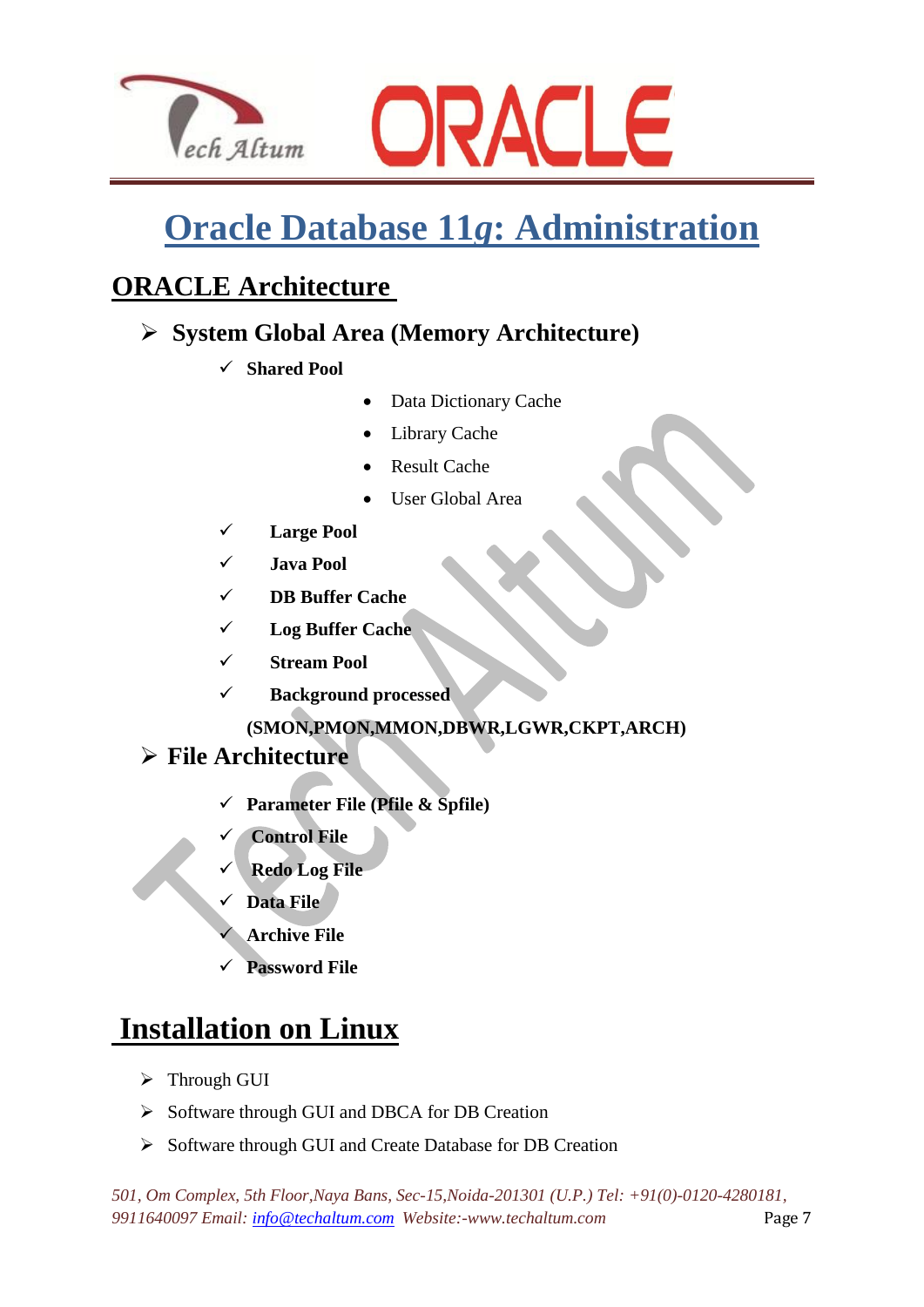# Oracle Database 11*g*: Administration

## ORACLE Architecture

### System Global Area (Memory Architecture)

- **Shared Pool**
  - Data Dictionary Cache
  - Library Cache
  - Result Cache
  - User Global Area
- **Large Pool**
- **Java Pool**
- **DB Buffer Cache**
- **Log Buffer Cache**
- **Stream Pool**
- **Background processed**

**(SMON,PMON,MMON,DBWR,LGWR,CKPT,ARCH)**

### File Architecture

- **Parameter File (Pfile & Spfile)**
- **Control File**
- **Redo Log File**
- **Data File**
- **Archive File**
- **Password File**

## Installation on Linux

- Through GUI
- Software through GUI and DBCA for DB Creation
- Software through GUI and Create Database for DB Creation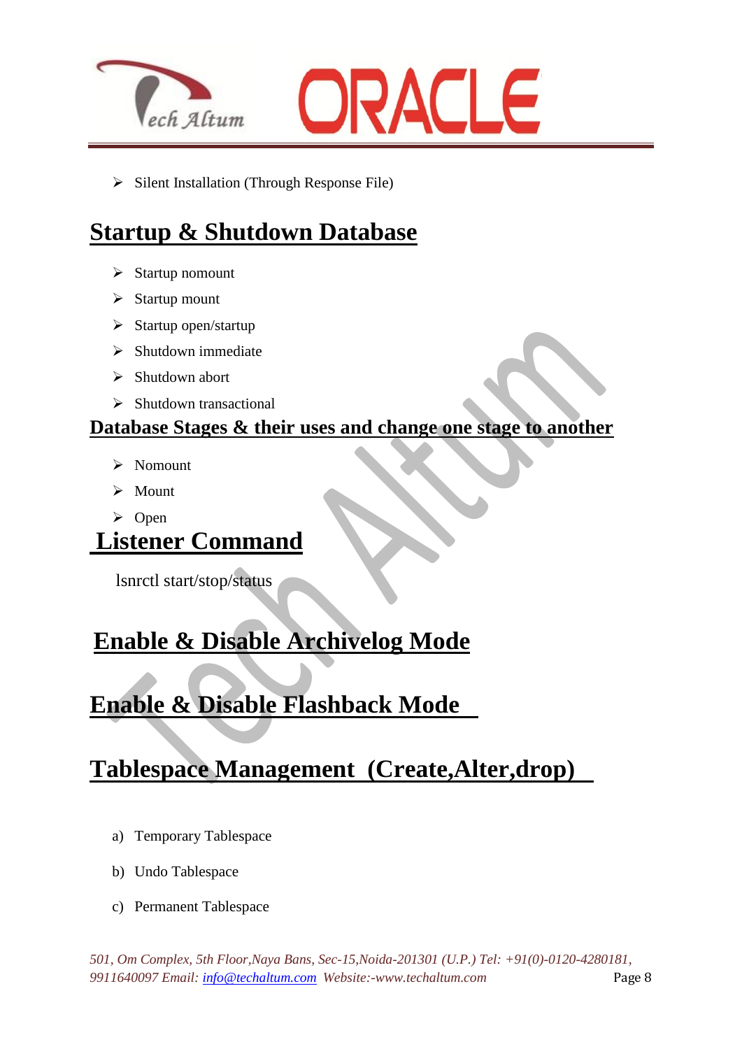- Silent Installation (Through Response File)

## Startup & Shutdown Database

- Startup nomount
- Startup mount
- Startup open/startup
- Shutdown immediate
- Shutdown abort
- Shutdown transactional

### Database Stages & their uses and change one stage to another

- Nomount
- Mount
- Open

## Listener Command

lsnrctl start/stop/status

## Enable & Disable Archivelog Mode

## Enable & Disable Flashback Mode

## Tablespace Management (Create,Alter,drop)

a) Temporary Tablespace

b) Undo Tablespace

c) Permanent Tablespace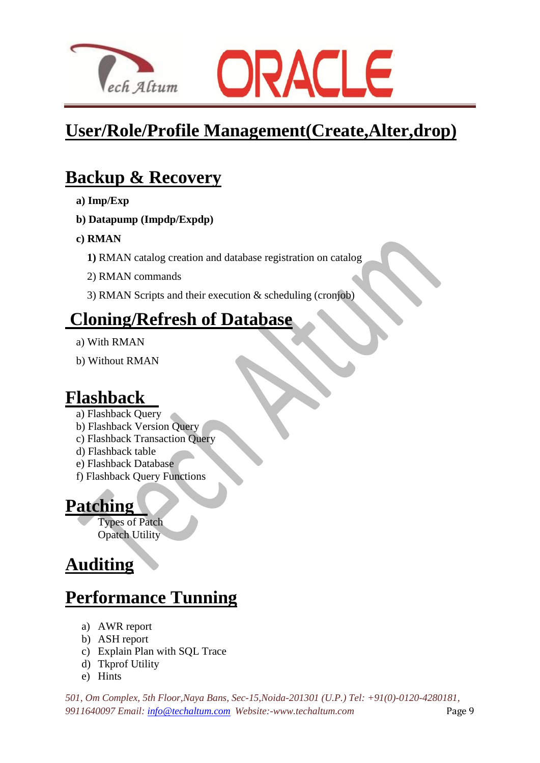## User/Role/Profile Management(Create,Alter,drop)

## Backup & Recovery

**a) Imp/Exp**

**b) Datapump (Impdp/Expdp)**

**c) RMAN**

**1)** RMAN catalog creation and database registration on catalog

2) RMAN commands

3) RMAN Scripts and their execution & scheduling (cronjob)

## Cloning/Refresh of Database

a) With RMAN

b) Without RMAN

## Flashback

a) Flashback Query
b) Flashback Version Query
c) Flashback Transaction Query
d) Flashback table
e) Flashback Database
f) Flashback Query Functions

## Patching

Types of Patch
Opatch Utility

## Auditing

## Performance Tunning

a) AWR report
b) ASH report
c) Explain Plan with SQL Trace
d) Tkprof Utility
e) Hints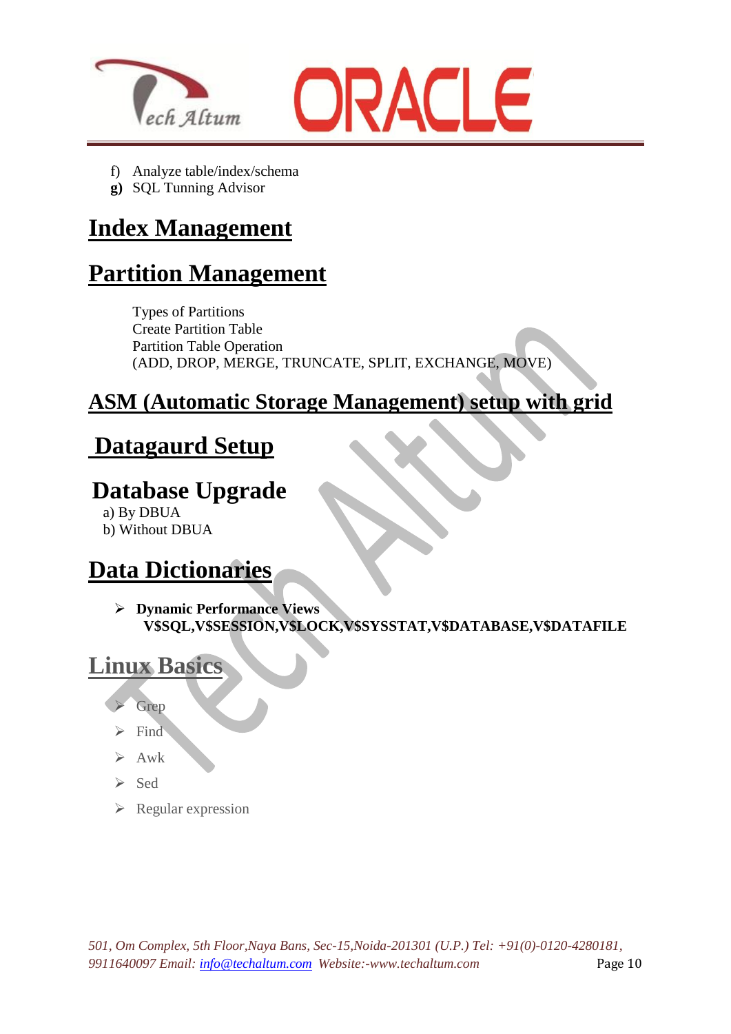f) Analyze table/index/schema
**g)** SQL Tunning Advisor

# Index Management

# Partition Management

Types of Partitions
Create Partition Table
Partition Table Operation
(ADD, DROP, MERGE, TRUNCATE, SPLIT, EXCHANGE, MOVE)

# ASM (Automatic Storage Management) setup with grid

# Datagaurd Setup

# Database Upgrade

a) By DBUA
b) Without DBUA

# Data Dictionaries

- **Dynamic Performance Views**
  **V$SQL,V$SESSION,V$LOCK,V$SYSSTAT,V$DATABASE,V$DATAFILE**

# Linux Basics

- Grep
- Find
- Awk
- Sed
- Regular expression

*501, Om Complex, 5th Floor,Naya Bans, Sec-15,Noida-201301 (U.P.) Tel: +91(0)-0120-4280181, 9911640097 Email: info@techaltum.com Website:-www.techaltum.com*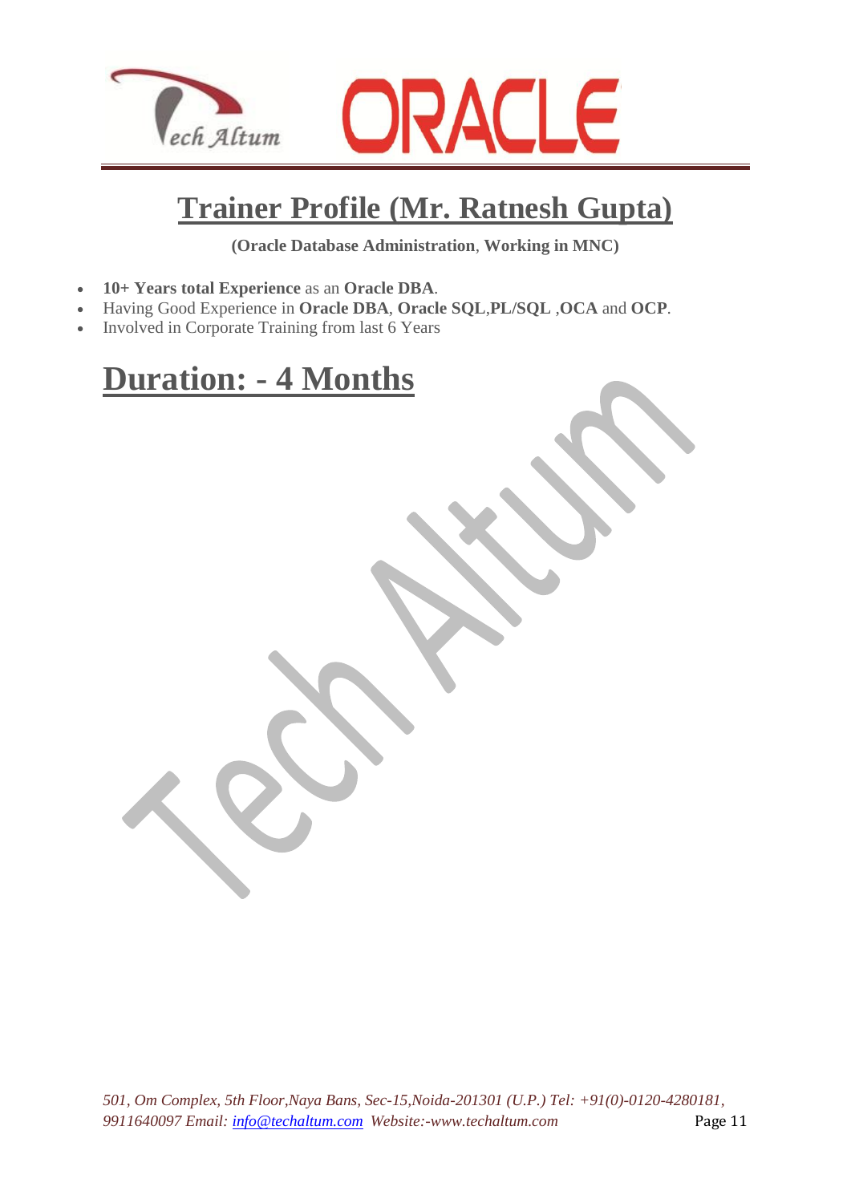# Trainer Profile (Mr. Ratnesh Gupta)

**(Oracle Database Administration**, **Working in MNC)**

- **10+ Years total Experience** as an **Oracle DBA**.
- Having Good Experience in **Oracle DBA**, **Oracle SQL**,**PL/SQL** ,**OCA** and **OCP**.
- Involved in Corporate Training from last 6 Years

# Duration: - 4 Months